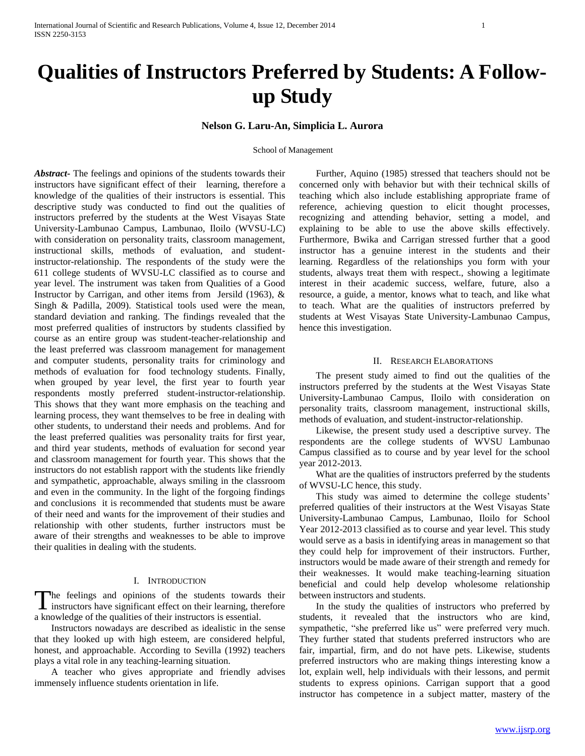# Qualities of Instructors Preferred by Students: A Follow-up Study

**Nelson G. Laru-An, Simplicia L. Aurora**

School of Management

***Abstract***- The feelings and opinions of the students towards their instructors have significant effect of their learning, therefore a knowledge of the qualities of their instructors is essential. This descriptive study was conducted to find out the qualities of instructors preferred by the students at the West Visayas State University-Lambunao Campus, Lambunao, Iloilo (WVSU-LC) with consideration on personality traits, classroom management, instructional skills, methods of evaluation, and student-instructor-relationship. The respondents of the study were the 611 college students of WVSU-LC classified as to course and year level. The instrument was taken from Qualities of a Good Instructor by Carrigan, and other items from Jersild (1963), & Singh & Padilla, 2009). Statistical tools used were the mean, standard deviation and ranking. The findings revealed that the most preferred qualities of instructors by students classified by course as an entire group was student-teacher-relationship and the least preferred was classroom management for management and computer students, personality traits for criminology and methods of evaluation for food technology students. Finally, when grouped by year level, the first year to fourth year respondents mostly preferred student-instructor-relationship. This shows that they want more emphasis on the teaching and learning process, they want themselves to be free in dealing with other students, to understand their needs and problems. And for the least preferred qualities was personality traits for first year, and third year students, methods of evaluation for second year and classroom management for fourth year. This shows that the instructors do not establish rapport with the students like friendly and sympathetic, approachable, always smiling in the classroom and even in the community. In the light of the forgoing findings and conclusions it is recommended that students must be aware of their need and wants for the improvement of their studies and relationship with other students, further instructors must be aware of their strengths and weaknesses to be able to improve their qualities in dealing with the students.

## I. Introduction

The feelings and opinions of the students towards their instructors have significant effect on their learning, therefore a knowledge of the qualities of their instructors is essential.

Instructors nowadays are described as idealistic in the sense that they looked up with high esteem, are considered helpful, honest, and approachable. According to Sevilla (1992) teachers plays a vital role in any teaching-learning situation.

A teacher who gives appropriate and friendly advises immensely influence students orientation in life.

Further, Aquino (1985) stressed that teachers should not be concerned only with behavior but with their technical skills of teaching which also include establishing appropriate frame of reference, achieving question to elicit thought processes, recognizing and attending behavior, setting a model, and explaining to be able to use the above skills effectively. Furthermore, Bwika and Carrigan stressed further that a good instructor has a genuine interest in the students and their learning. Regardless of the relationships you form with your students, always treat them with respect., showing a legitimate interest in their academic success, welfare, future, also a resource, a guide, a mentor, knows what to teach, and like what to teach. What are the qualities of instructors preferred by students at West Visayas State University-Lambunao Campus, hence this investigation.

## II. Research Elaborations

The present study aimed to find out the qualities of the instructors preferred by the students at the West Visayas State University-Lambunao Campus, Iloilo with consideration on personality traits, classroom management, instructional skills, methods of evaluation, and student-instructor-relationship.

Likewise, the present study used a descriptive survey. The respondents are the college students of WVSU Lambunao Campus classified as to course and by year level for the school year 2012-2013.

What are the qualities of instructors preferred by the students of WVSU-LC hence, this study.

This study was aimed to determine the college students' preferred qualities of their instructors at the West Visayas State University-Lambunao Campus, Lambunao, Iloilo for School Year 2012-2013 classified as to course and year level. This study would serve as a basis in identifying areas in management so that they could help for improvement of their instructors. Further, instructors would be made aware of their strength and remedy for their weaknesses. It would make teaching-learning situation beneficial and could help develop wholesome relationship between instructors and students.

In the study the qualities of instructors who preferred by students, it revealed that the instructors who are kind, sympathetic, "she preferred like us" were preferred very much. They further stated that students preferred instructors who are fair, impartial, firm, and do not have pets. Likewise, students preferred instructors who are making things interesting know a lot, explain well, help individuals with their lessons, and permit students to express opinions. Carrigan support that a good instructor has competence in a subject matter, mastery of the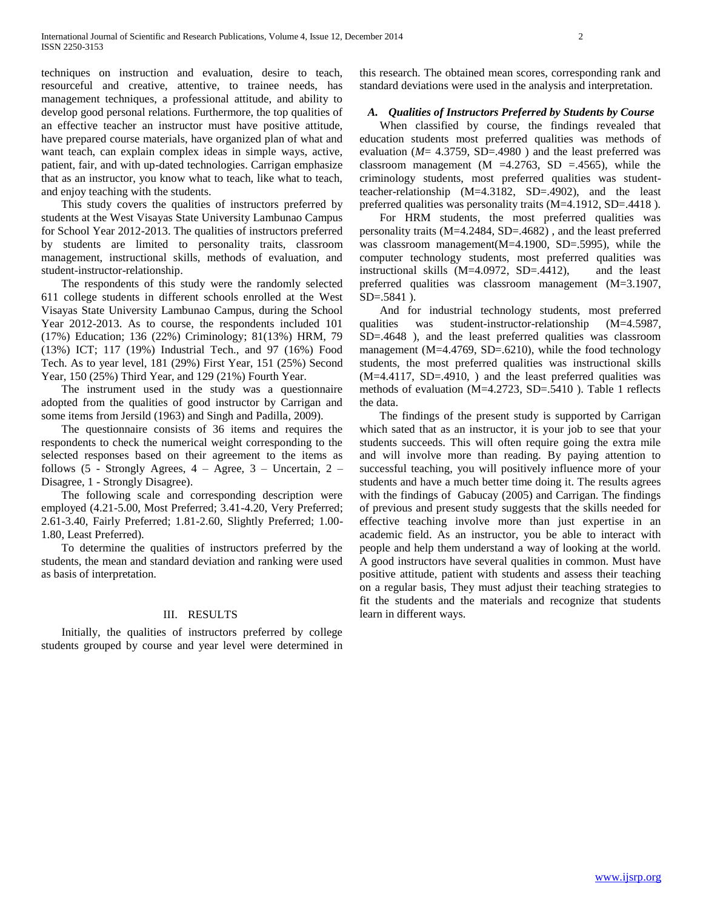techniques on instruction and evaluation, desire to teach, resourceful and creative, attentive, to trainee needs, has management techniques, a professional attitude, and ability to develop good personal relations. Furthermore, the top qualities of an effective teacher an instructor must have positive attitude, have prepared course materials, have organized plan of what and want teach, can explain complex ideas in simple ways, active, patient, fair, and with up-dated technologies. Carrigan emphasize that as an instructor, you know what to teach, like what to teach, and enjoy teaching with the students.

This study covers the qualities of instructors preferred by students at the West Visayas State University Lambunao Campus for School Year 2012-2013. The qualities of instructors preferred by students are limited to personality traits, classroom management, instructional skills, methods of evaluation, and student-instructor-relationship.

The respondents of this study were the randomly selected 611 college students in different schools enrolled at the West Visayas State University Lambunao Campus, during the School Year 2012-2013. As to course, the respondents included 101 (17%) Education; 136 (22%) Criminology; 81(13%) HRM, 79 (13%) ICT; 117 (19%) Industrial Tech., and 97 (16%) Food Tech. As to year level, 181 (29%) First Year, 151 (25%) Second Year, 150 (25%) Third Year, and 129 (21%) Fourth Year.

The instrument used in the study was a questionnaire adopted from the qualities of good instructor by Carrigan and some items from Jersild (1963) and Singh and Padilla, 2009).

The questionnaire consists of 36 items and requires the respondents to check the numerical weight corresponding to the selected responses based on their agreement to the items as follows (5 - Strongly Agrees, 4 – Agree, 3 – Uncertain, 2 – Disagree, 1 - Strongly Disagree).

The following scale and corresponding description were employed (4.21-5.00, Most Preferred; 3.41-4.20, Very Preferred; 2.61-3.40, Fairly Preferred; 1.81-2.60, Slightly Preferred; 1.00-1.80, Least Preferred).

To determine the qualities of instructors preferred by the students, the mean and standard deviation and ranking were used as basis of interpretation.

## III. RESULTS

Initially, the qualities of instructors preferred by college students grouped by course and year level were determined in this research. The obtained mean scores, corresponding rank and standard deviations were used in the analysis and interpretation.

### *A. Qualities of Instructors Preferred by Students by Course*

When classified by course, the findings revealed that education students most preferred qualities was methods of evaluation (*M*= 4.3759, SD=.4980 ) and the least preferred was classroom management (M =4.2763, SD =.4565), while the criminology students, most preferred qualities was student-teacher-relationship (M=4.3182, SD=.4902), and the least preferred qualities was personality traits (M=4.1912, SD=.4418 ).

For HRM students, the most preferred qualities was personality traits (M=4.2484, SD=.4682) , and the least preferred was classroom management(M=4.1900, SD=.5995), while the computer technology students, most preferred qualities was instructional skills (M=4.0972, SD=.4412), and the least preferred qualities was classroom management (M=3.1907, SD=.5841 ).

And for industrial technology students, most preferred qualities was student-instructor-relationship (M=4.5987, SD=.4648 ), and the least preferred qualities was classroom management (M=4.4769, SD=.6210), while the food technology students, the most preferred qualities was instructional skills (M=4.4117, SD=.4910, ) and the least preferred qualities was methods of evaluation (M=4.2723, SD=.5410 ). Table 1 reflects the data.

The findings of the present study is supported by Carrigan which sated that as an instructor, it is your job to see that your students succeeds. This will often require going the extra mile and will involve more than reading. By paying attention to successful teaching, you will positively influence more of your students and have a much better time doing it. The results agrees with the findings of Gabucay (2005) and Carrigan. The findings of previous and present study suggests that the skills needed for effective teaching involve more than just expertise in an academic field. As an instructor, you be able to interact with people and help them understand a way of looking at the world. A good instructors have several qualities in common. Must have positive attitude, patient with students and assess their teaching on a regular basis, They must adjust their teaching strategies to fit the students and the materials and recognize that students learn in different ways.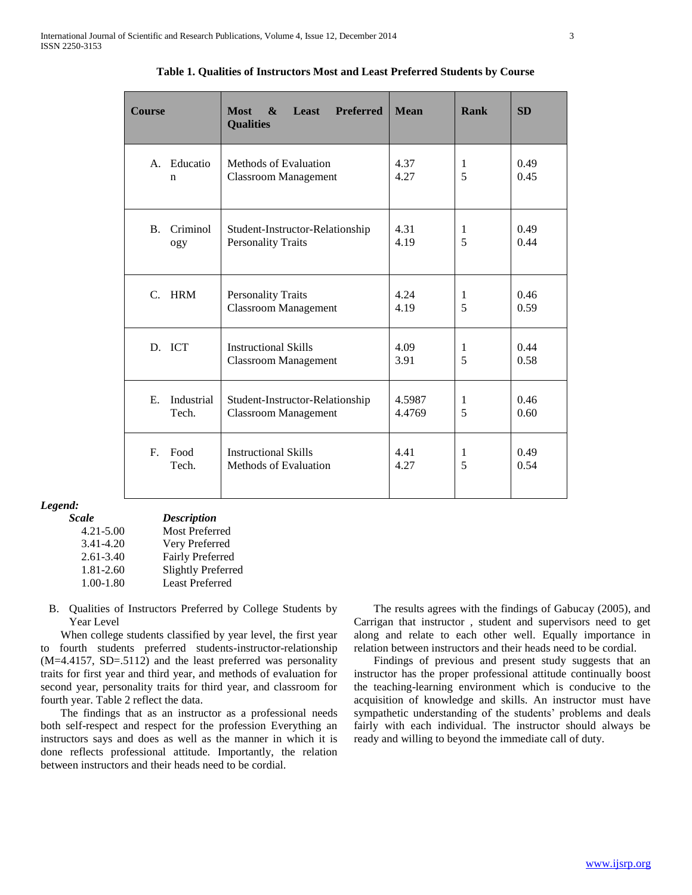**Table 1. Qualities of Instructors Most and Least Preferred Students by Course**

| Course | Most & Least Preferred Qualities | Mean | Rank | SD |
|---|---|---|---|---|
| A. Education | Methods of Evaluation<br>Classroom Management | 4.37<br>4.27 | 1<br>5 | 0.49<br>0.45 |
| B. Criminology | Student-Instructor-Relationship<br>Personality Traits | 4.31<br>4.19 | 1<br>5 | 0.49<br>0.44 |
| C. HRM | Personality Traits<br>Classroom Management | 4.24<br>4.19 | 1<br>5 | 0.46<br>0.59 |
| D. ICT | Instructional Skills<br>Classroom Management | 4.09<br>3.91 | 1<br>5 | 0.44<br>0.58 |
| E. Industrial Tech. | Student-Instructor-Relationship<br>Classroom Management | 4.5987<br>4.4769 | 1<br>5 | 0.46<br>0.60 |
| F. Food Tech. | Instructional Skills<br>Methods of Evaluation | 4.41<br>4.27 | 1<br>5 | 0.49<br>0.54 |

***Legend:***

| *Scale* | *Description* |
|---|---|
| 4.21-5.00 | Most Preferred |
| 3.41-4.20 | Very Preferred |
| 2.61-3.40 | Fairly Preferred |
| 1.81-2.60 | Slightly Preferred |
| 1.00-1.80 | Least Preferred |

B. Qualities of Instructors Preferred by College Students by Year Level

When college students classified by year level, the first year to fourth students preferred students-instructor-relationship (M=4.4157, SD=.5112) and the least preferred was personality traits for first year and third year, and methods of evaluation for second year, personality traits for third year, and classroom for fourth year. Table 2 reflect the data.

The findings that as an instructor as a professional needs both self-respect and respect for the profession Everything an instructors says and does as well as the manner in which it is done reflects professional attitude. Importantly, the relation between instructors and their heads need to be cordial.

The results agrees with the findings of Gabucay (2005), and Carrigan that instructor , student and supervisors need to get along and relate to each other well. Equally importance in relation between instructors and their heads need to be cordial.

Findings of previous and present study suggests that an instructor has the proper professional attitude continually boost the teaching-learning environment which is conducive to the acquisition of knowledge and skills. An instructor must have sympathetic understanding of the students' problems and deals fairly with each individual. The instructor should always be ready and willing to beyond the immediate call of duty.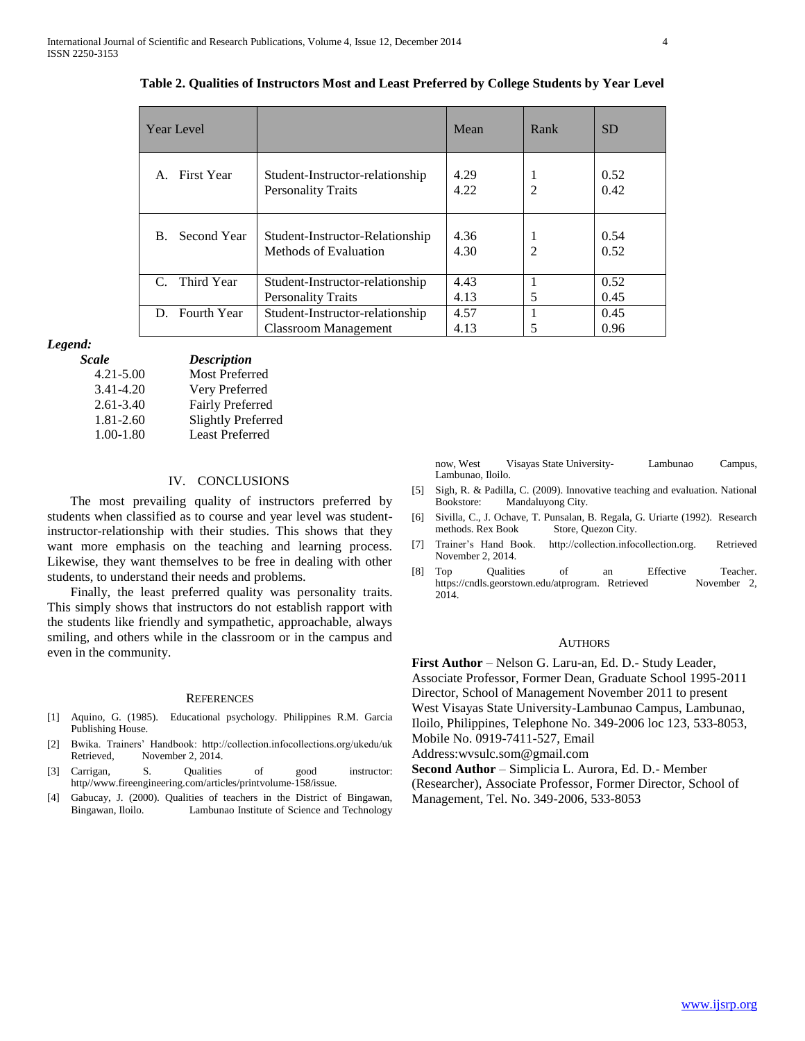**Table 2. Qualities of Instructors Most and Least Preferred by College Students by Year Level**

| Year Level | | Mean | Rank | SD |
|---|---|---|---|---|
| A. First Year | Student-Instructor-relationship<br>Personality Traits | 4.29<br>4.22 | 1<br>2 | 0.52<br>0.42 |
| B. Second Year | Student-Instructor-Relationship<br>Methods of Evaluation | 4.36<br>4.30 | 1<br>2 | 0.54<br>0.52 |
| C. Third Year | Student-Instructor-relationship<br>Personality Traits | 4.43<br>4.13 | 1<br>5 | 0.52<br>0.45 |
| D. Fourth Year | Student-Instructor-relationship<br>Classroom Management | 4.57<br>4.13 | 1<br>5 | 0.45<br>0.96 |

***Legend:***

| ***Scale*** | ***Description*** |
|---|---|
| 4.21-5.00 | Most Preferred |
| 3.41-4.20 | Very Preferred |
| 2.61-3.40 | Fairly Preferred |
| 1.81-2.60 | Slightly Preferred |
| 1.00-1.80 | Least Preferred |

## IV. CONCLUSIONS

The most prevailing quality of instructors preferred by students when classified as to course and year level was student-instructor-relationship with their studies. This shows that they want more emphasis on the teaching and learning process. Likewise, they want themselves to be free in dealing with other students, to understand their needs and problems.

Finally, the least preferred quality was personality traits. This simply shows that instructors do not establish rapport with the students like friendly and sympathetic, approachable, always smiling, and others while in the classroom or in the campus and even in the community.

## REFERENCES

[1] Aquino, G. (1985). Educational psychology. Philippines R.M. Garcia Publishing House.

[2] Bwika. Trainers' Handbook: http://collection.infocollections.org/ukedu/uk Retrieved, November 2, 2014.

[3] Carrigan, S. Qualities of good instructor: http//www.fireengineering.com/articles/printvolume-158/issue.

[4] Gabucay, J. (2000). Qualities of teachers in the District of Bingawan, Bingawan, Iloilo. Lambunao Institute of Science and Technology now, West Visayas State University- Lambunao Campus, Lambunao, Iloilo.

[5] Sigh, R. & Padilla, C. (2009). Innovative teaching and evaluation. National Bookstore: Mandaluyong City.

[6] Sivilla, C., J. Ochave, T. Punsalan, B. Regala, G. Uriarte (1992). Research methods. Rex Book Store, Quezon City.

[7] Trainer's Hand Book. http://collection.infocollection.org. Retrieved November 2, 2014.

[8] Top Qualities of an Effective Teacher. https://cndls.georstown.edu/atprogram. Retrieved November 2, 2014.

## AUTHORS

**First Author** – Nelson G. Laru-an, Ed. D.- Study Leader, Associate Professor, Former Dean, Graduate School 1995-2011 Director, School of Management November 2011 to present West Visayas State University-Lambunao Campus, Lambunao, Iloilo, Philippines, Telephone No. 349-2006 loc 123, 533-8053, Mobile No. 0919-7411-527, Email Address:wvsulc.som@gmail.com

**Second Author** – Simplicia L. Aurora, Ed. D.- Member (Researcher), Associate Professor, Former Director, School of Management, Tel. No. 349-2006, 533-8053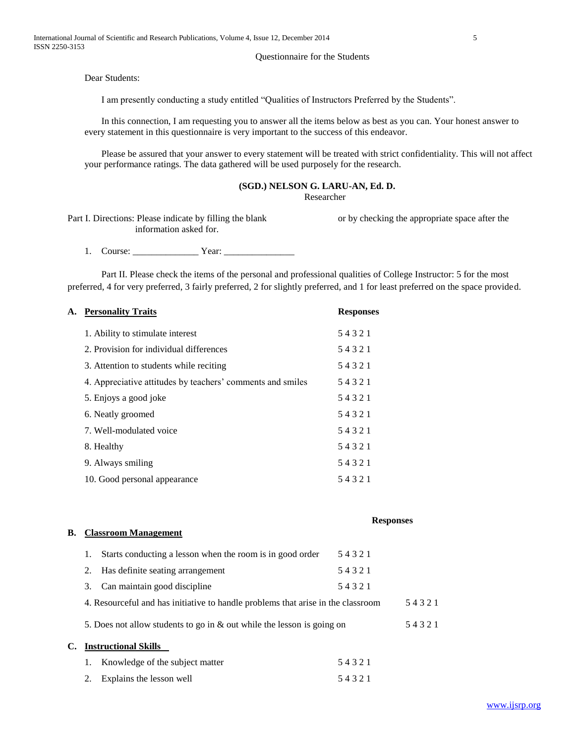Questionnaire for the Students

Dear Students:

I am presently conducting a study entitled "Qualities of Instructors Preferred by the Students".

In this connection, I am requesting you to answer all the items below as best as you can. Your honest answer to every statement in this questionnaire is very important to the success of this endeavor.

Please be assured that your answer to every statement will be treated with strict confidentiality. This will not affect your performance ratings. The data gathered will be used purposely for the research.

**(SGD.) NELSON G. LARU-AN, Ed. D.**
Researcher

Part I. Directions: Please indicate by filling the blank or by checking the appropriate space after the information asked for.

1. Course: ______________ Year: _______________

Part II. Please check the items of the personal and professional qualities of College Instructor: 5 for the most preferred, 4 for very preferred, 3 fairly preferred, 2 for slightly preferred, and 1 for least preferred on the space provided.

| **A. Personality Traits** | **Responses** |
|---|---|
| 1. Ability to stimulate interest | 5 4 3 2 1 |
| 2. Provision for individual differences | 5 4 3 2 1 |
| 3. Attention to students while reciting | 5 4 3 2 1 |
| 4. Appreciative attitudes by teachers' comments and smiles | 5 4 3 2 1 |
| 5. Enjoys a good joke | 5 4 3 2 1 |
| 6. Neatly groomed | 5 4 3 2 1 |
| 7. Well-modulated voice | 5 4 3 2 1 |
| 8. Healthy | 5 4 3 2 1 |
| 9. Always smiling | 5 4 3 2 1 |
| 10. Good personal appearance | 5 4 3 2 1 |

| **B. Classroom Management** | **Responses** |
|---|---|
| 1. Starts conducting a lesson when the room is in good order | 5 4 3 2 1 |
| 2. Has definite seating arrangement | 5 4 3 2 1 |
| 3. Can maintain good discipline | 5 4 3 2 1 |
| 4. Resourceful and has initiative to handle problems that arise in the classroom | 5 4 3 2 1 |
| 5. Does not allow students to go in & out while the lesson is going on | 5 4 3 2 1 |

| **C. Instructional Skills** | |
|---|---|
| 1. Knowledge of the subject matter | 5 4 3 2 1 |
| 2. Explains the lesson well | 5 4 3 2 1 |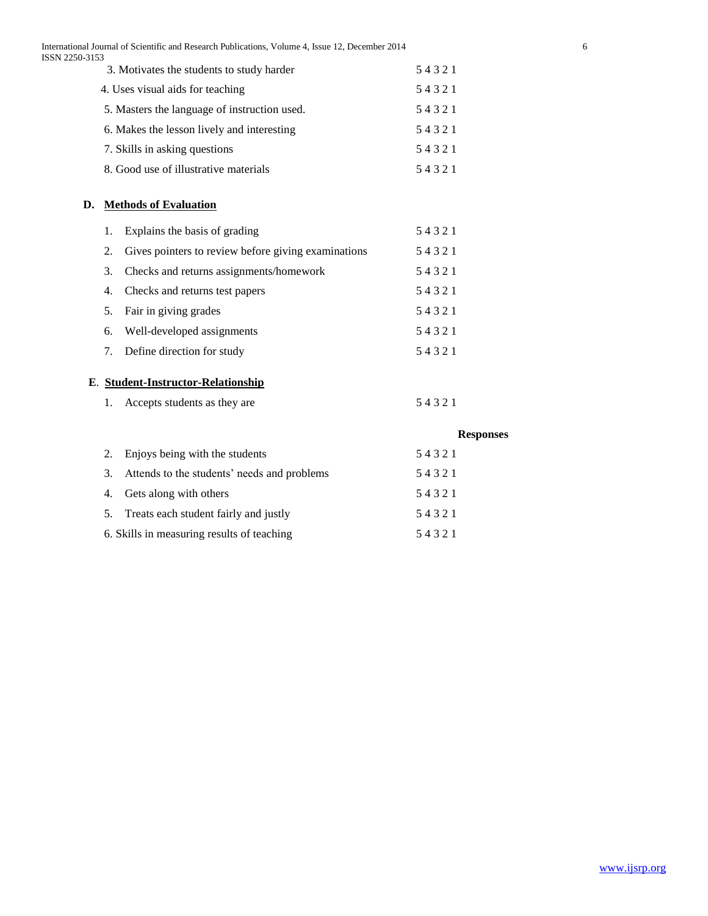3. Motivates the students to study harder 5 4 3 2 1

4. Uses visual aids for teaching 5 4 3 2 1

5. Masters the language of instruction used. 5 4 3 2 1

6. Makes the lesson lively and interesting 5 4 3 2 1

7. Skills in asking questions 5 4 3 2 1

8. Good use of illustrative materials 5 4 3 2 1

**D. Methods of Evaluation**

1. Explains the basis of grading 5 4 3 2 1
2. Gives pointers to review before giving examinations 5 4 3 2 1
3. Checks and returns assignments/homework 5 4 3 2 1
4. Checks and returns test papers 5 4 3 2 1
5. Fair in giving grades 5 4 3 2 1
6. Well-developed assignments 5 4 3 2 1
7. Define direction for study 5 4 3 2 1

**E. Student-Instructor-Relationship**

1. Accepts students as they are 5 4 3 2 1

**Responses**

2. Enjoys being with the students 5 4 3 2 1
3. Attends to the students' needs and problems 5 4 3 2 1
4. Gets along with others 5 4 3 2 1
5. Treats each student fairly and justly 5 4 3 2 1

6. Skills in measuring results of teaching 5 4 3 2 1